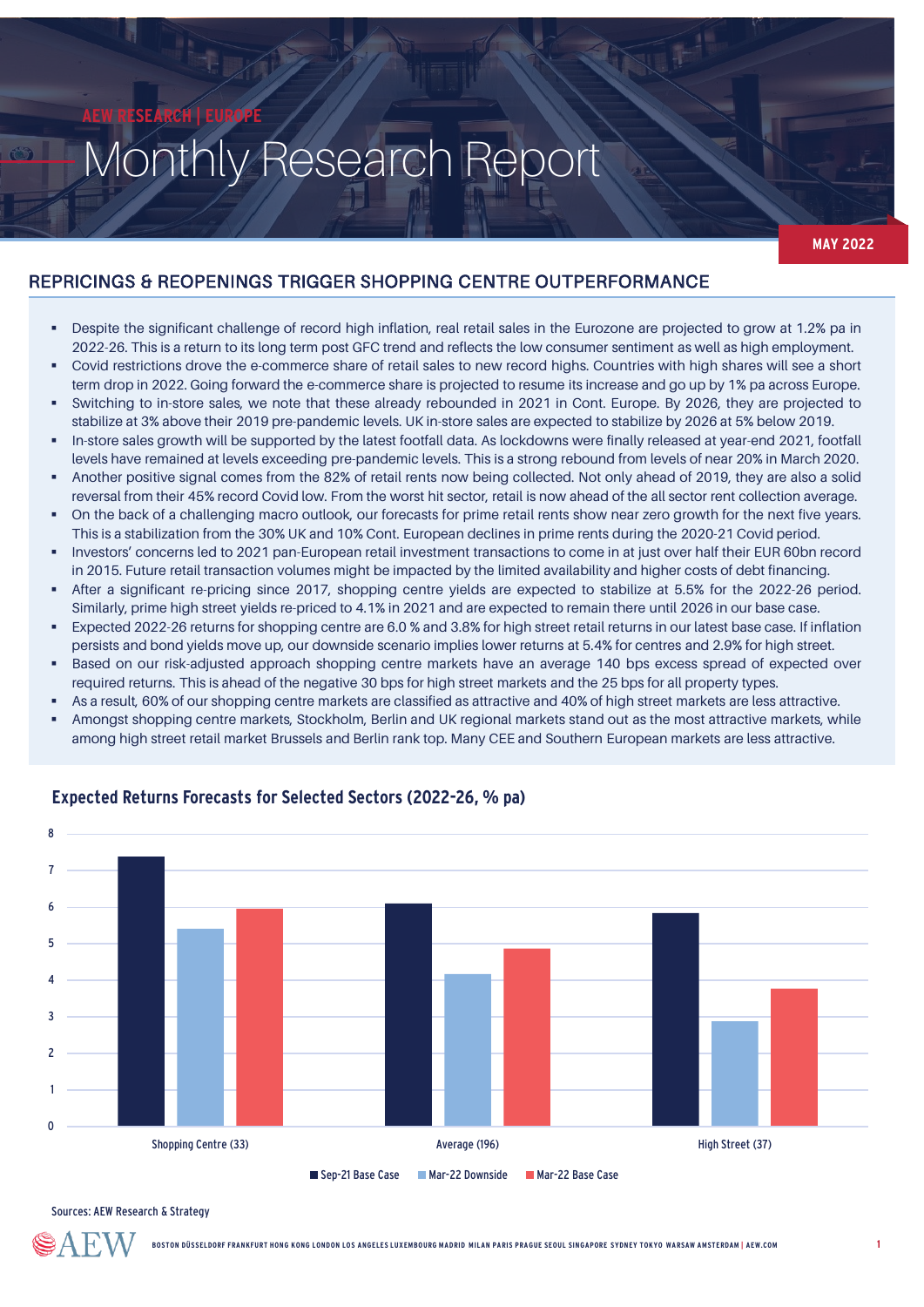AEW RESEARCH | EUROPE

# Monthly Research Report

MAY 2022

## REPRICINGS & REOPENINGS TRIGGER SHOPPING CENTRE OUTPERFORMANCE

- Despite the significant challenge of record high inflation, real retail sales in the Eurozone are projected to grow at 1.2% pa in 2022-26. This is a return to its long term post GFC trend and reflects the low consumer sentiment as well as high employment.
- Covid restrictions drove the e-commerce share of retail sales to new record highs. Countries with high shares will see a short term drop in 2022. Going forward the e-commerce share is projected to resume its increase and go up by 1% pa across Europe.
- Switching to in-store sales, we note that these already rebounded in 2021 in Cont. Europe. By 2026, they are projected to stabilize at 3% above their 2019 pre-pandemic levels. UK in-store sales are expected to stabilize by 2026 at 5% below 2019.
- In-store sales growth will be supported by the latest footfall data. As lockdowns were finally released at year-end 2021, footfall levels have remained at levels exceeding pre-pandemic levels. This is a strong rebound from levels of near 20% in March 2020.
- Another positive signal comes from the 82% of retail rents now being collected. Not only ahead of 2019, they are also a solid reversal from their 45% record Covid low. From the worst hit sector, retail is now ahead of the all sector rent collection average.
- On the back of a challenging macro outlook, our forecasts for prime retail rents show near zero growth for the next five years. This is a stabilization from the 30% UK and 10% Cont. European declines in prime rents during the 2020-21 Covid period.
- Investors' concerns led to 2021 pan-European retail investment transactions to come in at just over half their EUR 60bn record in 2015. Future retail transaction volumes might be impacted by the limited availability and higher costs of debt financing.
- After a significant re-pricing since 2017, shopping centre yields are expected to stabilize at 5.5% for the 2022-26 period. Similarly, prime high street yields re-priced to 4.1% in 2021 and are expected to remain there until 2026 in our base case.
- Expected 2022-26 returns for shopping centre are 6.0 % and 3.8% for high street retail returns in our latest base case. If inflation persists and bond yields move up, our downside scenario implies lower returns at 5.4% for centres and 2.9% for high street.
- Based on our risk-adjusted approach shopping centre markets have an average 140 bps excess spread of expected over required returns. This is ahead of the negative 30 bps for high street markets and the 25 bps for all property types.
- As a result, 60% of our shopping centre markets are classified as attractive and 40% of high street markets are less attractive.
- Amongst shopping centre markets, Stockholm, Berlin and UK regional markets stand out as the most attractive markets, while among high street retail market Brussels and Berlin rank top. Many CEE and Southern European markets are less attractive.

### Expected Returns Forecasts for Selected Sectors (2022-26, % pa)

| | Sep-21 Base Case | Mar-22 Downside | Mar-22 Base Case |
|---|---|---|---|
| Shopping Centre (33) | 7.4 | 5.4 | 6.0 |
| Average (196) | 6.1 | 4.2 | 4.9 |
| High Street (37) | 5.8 | 2.9 | 3.8 |

Sources: AEW Research & Strategy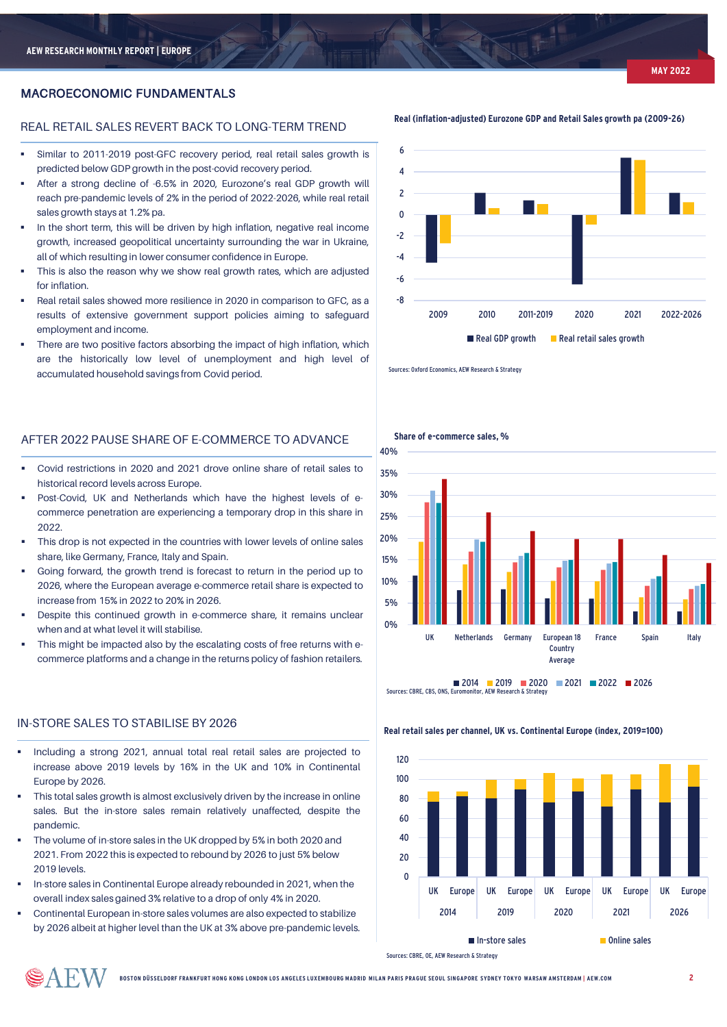## MACROECONOMIC FUNDAMENTALS

### REAL RETAIL SALES REVERT BACK TO LONG-TERM TREND

- Similar to 2011-2019 post-GFC recovery period, real retail sales growth is predicted below GDP growth in the post-covid recovery period.
- After a strong decline of -6.5% in 2020, Eurozone's real GDP growth will reach pre-pandemic levels of 2% in the period of 2022-2026, while real retail sales growth stays at 1.2% pa.
- In the short term, this will be driven by high inflation, negative real income growth, increased geopolitical uncertainty surrounding the war in Ukraine, all of which resulting in lower consumer confidence in Europe.
- This is also the reason why we show real growth rates, which are adjusted for inflation.
- Real retail sales showed more resilience in 2020 in comparison to GFC, as a results of extensive government support policies aiming to safeguard employment and income.
- There are two positive factors absorbing the impact of high inflation, which are the historically low level of unemployment and high level of accumulated household savings from Covid period.

**Real (inflation-adjusted) Eurozone GDP and Retail Sales growth pa (2009-26)**

Real GDP growth | Real retail sales growth

Sources: Oxford Economics, AEW Research & Strategy

### AFTER 2022 PAUSE SHARE OF E-COMMERCE TO ADVANCE

- Covid restrictions in 2020 and 2021 drove online share of retail sales to historical record levels across Europe.
- Post-Covid, UK and Netherlands which have the highest levels of e-commerce penetration are experiencing a temporary drop in this share in 2022.
- This drop is not expected in the countries with lower levels of online sales share, like Germany, France, Italy and Spain.
- Going forward, the growth trend is forecast to return in the period up to 2026, where the European average e-commerce retail share is expected to increase from 15% in 2022 to 20% in 2026.
- Despite this continued growth in e-commerce share, it remains unclear when and at what level it will stabilise.
- This might be impacted also by the escalating costs of free returns with e-commerce platforms and a change in the returns policy of fashion retailers.

**Share of e-commerce sales, %**

2014 | 2019 | 2020 | 2021 | 2022 | 2026

Sources: CBRE, CBS, ONS, Euromonitor, AEW Research & Strategy

### IN-STORE SALES TO STABILISE BY 2026

- Including a strong 2021, annual total real retail sales are projected to increase above 2019 levels by 16% in the UK and 10% in Continental Europe by 2026.
- This total sales growth is almost exclusively driven by the increase in online sales. But the in-store sales remain relatively unaffected, despite the pandemic.
- The volume of in-store sales in the UK dropped by 5% in both 2020 and 2021. From 2022 this is expected to rebound by 2026 to just 5% below 2019 levels.
- In-store sales in Continental Europe already rebounded in 2021, when the overall index sales gained 3% relative to a drop of only 4% in 2020.
- Continental European in-store sales volumes are also expected to stabilize by 2026 albeit at higher level than the UK at 3% above pre-pandemic levels.

**Real retail sales per channel, UK vs. Continental Europe (index, 2019=100)**

In-store sales | Online sales

Sources: CBRE, OE, AEW Research & Strategy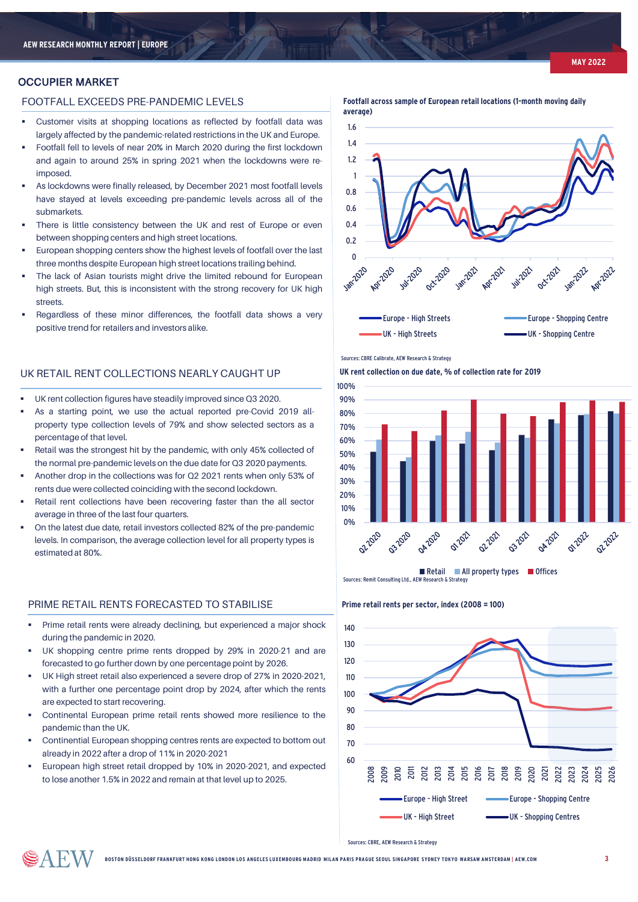## OCCUPIER MARKET

### FOOTFALL EXCEEDS PRE-PANDEMIC LEVELS

- Customer visits at shopping locations as reflected by footfall data was largely affected by the pandemic-related restrictions in the UK and Europe.
- Footfall fell to levels of near 20% in March 2020 during the first lockdown and again to around 25% in spring 2021 when the lockdowns were re-imposed.
- As lockdowns were finally released, by December 2021 most footfall levels have stayed at levels exceeding pre-pandemic levels across all of the submarkets.
- There is little consistency between the UK and rest of Europe or even between shopping centers and high street locations.
- European shopping centers show the highest levels of footfall over the last three months despite European high street locations trailing behind.
- The lack of Asian tourists might drive the limited rebound for European high streets. But, this is inconsistent with the strong recovery for UK high streets.
- Regardless of these minor differences, the footfall data shows a very positive trend for retailers and investors alike.

**Footfall across sample of European retail locations (1-month moving daily average)**

Europe - High Streets | Europe - Shopping Centre | UK - High Streets | UK - Shopping Centre

Sources: CBRE Calibrate, AEW Research & Strategy

### UK RETAIL RENT COLLECTIONS NEARLY CAUGHT UP

- UK rent collection figures have steadily improved since Q3 2020.
- As a starting point, we use the actual reported pre-Covid 2019 all-property type collection levels of 79% and show selected sectors as a percentage of that level.
- Retail was the strongest hit by the pandemic, with only 45% collected of the normal pre-pandemic levels on the due date for Q3 2020 payments.
- Another drop in the collections was for Q2 2021 rents when only 53% of rents due were collected coinciding with the second lockdown.
- Retail rent collections have been recovering faster than the all sector average in three of the last four quarters.
- On the latest due date, retail investors collected 82% of the pre-pandemic levels. In comparison, the average collection level for all property types is estimated at 80%.

**UK rent collection on due date, % of collection rate for 2019**

Retail | All property types | Offices

Sources: Remit Consulting Ltd., AEW Research & Strategy

### PRIME RETAIL RENTS FORECASTED TO STABILISE

- Prime retail rents were already declining, but experienced a major shock during the pandemic in 2020.
- UK shopping centre prime rents dropped by 29% in 2020-21 and are forecasted to go further down by one percentage point by 2026.
- UK High street retail also experienced a severe drop of 27% in 2020-2021, with a further one percentage point drop by 2024, after which the rents are expected to start recovering.
- Continental European prime retail rents showed more resilience to the pandemic than the UK.
- Continential European shopping centres rents are expected to bottom out already in 2022 after a drop of 11% in 2020-2021
- European high street retail dropped by 10% in 2020-2021, and expected to lose another 1.5% in 2022 and remain at that level up to 2025.

**Prime retail rents per sector, index (2008 = 100)**

Europe - High Street | Europe - Shopping Centre | UK - High Street | UK - Shopping Centres

Sources: CBRE, AEW Research & Strategy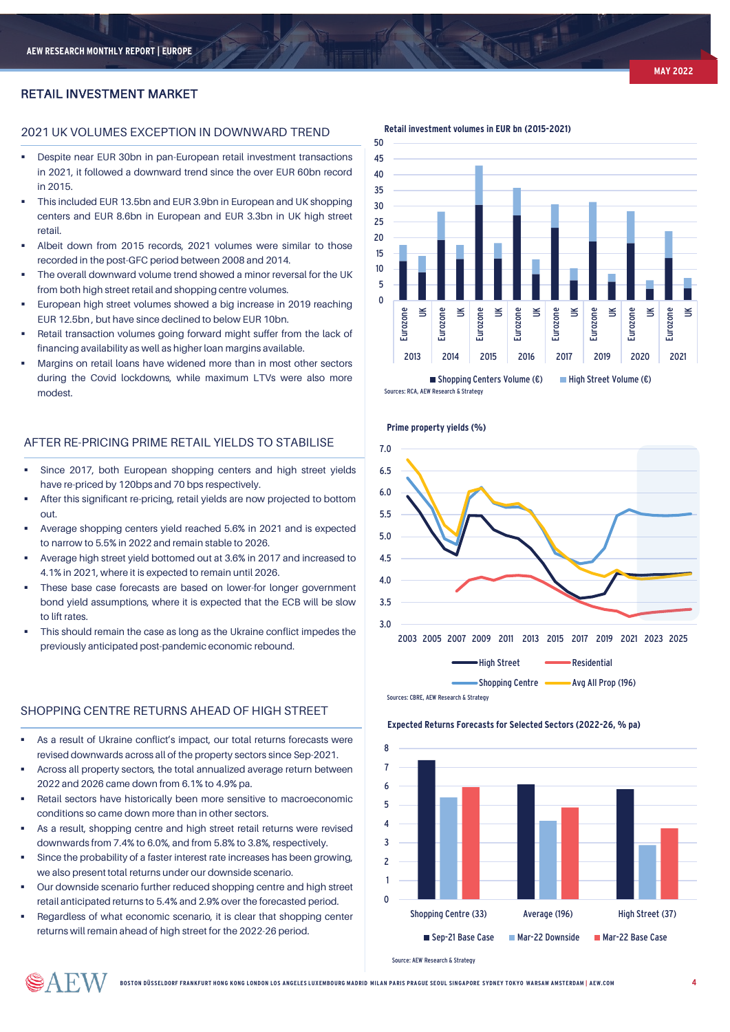# RETAIL INVESTMENT MARKET

## 2021 UK VOLUMES EXCEPTION IN DOWNWARD TREND

- Despite near EUR 30bn in pan-European retail investment transactions in 2021, it followed a downward trend since the over EUR 60bn record in 2015.
- This included EUR 13.5bn and EUR 3.9bn in European and UK shopping centers and EUR 8.6bn in European and EUR 3.3bn in UK high street retail.
- Albeit down from 2015 records, 2021 volumes were similar to those recorded in the post-GFC period between 2008 and 2014.
- The overall downward volume trend showed a minor reversal for the UK from both high street retail and shopping centre volumes.
- European high street volumes showed a big increase in 2019 reaching EUR 12.5bn, but have since declined to below EUR 10bn.
- Retail transaction volumes going forward might suffer from the lack of financing availability as well as higher loan margins available.
- Margins on retail loans have widened more than in most other sectors during the Covid lockdowns, while maximum LTVs were also more modest.

**Retail investment volumes in EUR bn (2015-2021)**

Sources: RCA, AEW Research & Strategy

## AFTER RE-PRICING PRIME RETAIL YIELDS TO STABILISE

- Since 2017, both European shopping centers and high street yields have re-priced by 120bps and 70 bps respectively.
- After this significant re-pricing, retail yields are now projected to bottom out.
- Average shopping centers yield reached 5.6% in 2021 and is expected to narrow to 5.5% in 2022 and remain stable to 2026.
- Average high street yield bottomed out at 3.6% in 2017 and increased to 4.1% in 2021, where it is expected to remain until 2026.
- These base case forecasts are based on lower-for longer government bond yield assumptions, where it is expected that the ECB will be slow to lift rates.
- This should remain the case as long as the Ukraine conflict impedes the previously anticipated post-pandemic economic rebound.

**Prime property yields (%)**

Sources: CBRE, AEW Research & Strategy

## SHOPPING CENTRE RETURNS AHEAD OF HIGH STREET

- As a result of Ukraine conflict's impact, our total returns forecasts were revised downwards across all of the property sectors since Sep-2021.
- Across all property sectors, the total annualized average return between 2022 and 2026 came down from 6.1% to 4.9% pa.
- Retail sectors have historically been more sensitive to macroeconomic conditions so came down more than in other sectors.
- As a result, shopping centre and high street retail returns were revised downwards from 7.4% to 6.0%, and from 5.8% to 3.8%, respectively.
- Since the probability of a faster interest rate increases has been growing, we also present total returns under our downside scenario.
- Our downside scenario further reduced shopping centre and high street retail anticipated returns to 5.4% and 2.9% over the forecasted period.
- Regardless of what economic scenario, it is clear that shopping center returns will remain ahead of high street for the 2022-26 period.

**Expected Returns Forecasts for Selected Sectors (2022-26, % pa)**

Source: AEW Research & Strategy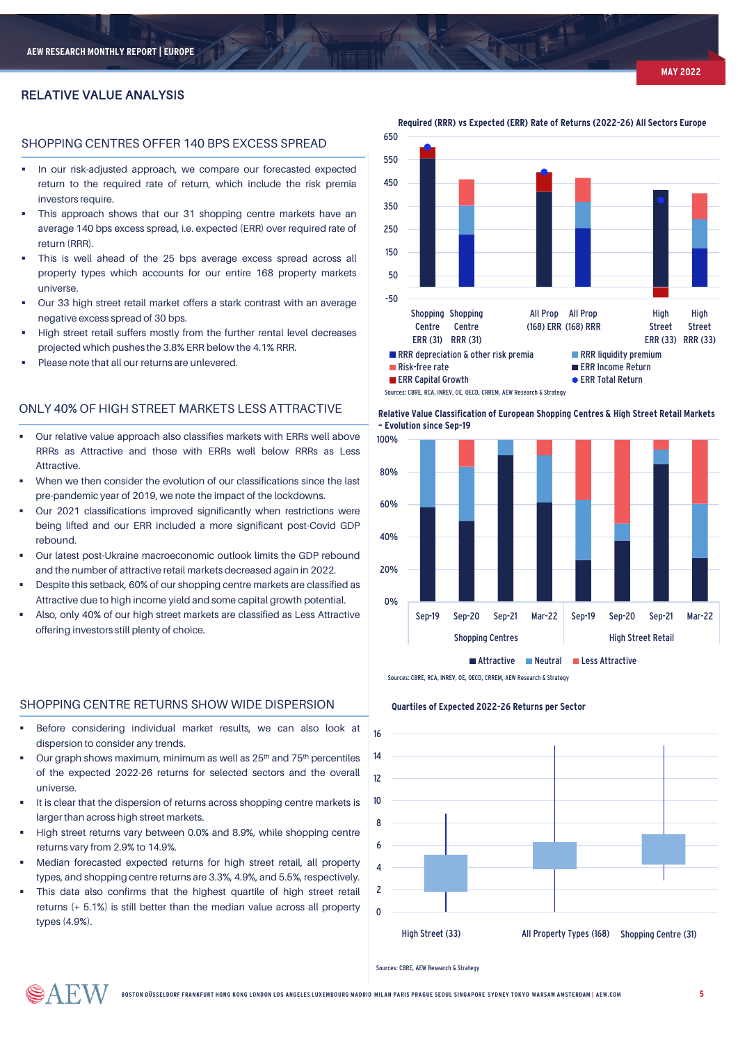# RELATIVE VALUE ANALYSIS

## SHOPPING CENTRES OFFER 140 BPS EXCESS SPREAD

- In our risk-adjusted approach, we compare our forecasted expected return to the required rate of return, which include the risk premia investors require.
- This approach shows that our 31 shopping centre markets have an average 140 bps excess spread, i.e. expected (ERR) over required rate of return (RRR).
- This is well ahead of the 25 bps average excess spread across all property types which accounts for our entire 168 property markets universe.
- Our 33 high street retail market offers a stark contrast with an average negative excess spread of 30 bps.
- High street retail suffers mostly from the further rental level decreases projected which pushes the 3.8% ERR below the 4.1% RRR.
- Please note that all our returns are unlevered.

**Required (RRR) vs Expected (ERR) Rate of Returns (2022-26) All Sectors Europe**

Legend: RRR depreciation & other risk premia; RRR liquidity premium; Risk-free rate; ERR Income Return; ERR Capital Growth; ERR Total Return

Categories: Shopping Centre ERR (31); Shopping Centre RRR (31); All Prop (168) ERR; All Prop (168) RRR; High Street ERR (33); High Street RRR (33)

Sources: CBRE, RCA, INREV, OE, OECD, CREM, AEW Research & Strategy

## ONLY 40% OF HIGH STREET MARKETS LESS ATTRACTIVE

- Our relative value approach also classifies markets with ERRs well above RRRs as Attractive and those with ERRs well below RRRs as Less Attractive.
- When we then consider the evolution of our classifications since the last pre-pandemic year of 2019, we note the impact of the lockdowns.
- Our 2021 classifications improved significantly when restrictions were being lifted and our ERR included a more significant post-Covid GDP rebound.
- Our latest post-Ukraine macroeconomic outlook limits the GDP rebound and the number of attractive retail markets decreased again in 2022.
- Despite this setback, 60% of our shopping centre markets are classified as Attractive due to high income yield and some capital growth potential.
- Also, only 40% of our high street markets are classified as Less Attractive offering investors still plenty of choice.

**Relative Value Classification of European Shopping Centres & High Street Retail Markets – Evolution since Sep-19**

Shopping Centres: Sep-19, Sep-20, Sep-21, Mar-22; High Street Retail: Sep-19, Sep-20, Sep-21, Mar-22

Legend: Attractive; Neutral; Less Attractive

Sources: CBRE, RCA, INREV, OE, OECD, CREM, AEW Research & Strategy

## SHOPPING CENTRE RETURNS SHOW WIDE DISPERSION

- Before considering individual market results, we can also look at dispersion to consider any trends.
- Our graph shows maximum, minimum as well as 25th and 75th percentiles of the expected 2022-26 returns for selected sectors and the overall universe.
- It is clear that the dispersion of returns across shopping centre markets is larger than across high street markets.
- High street returns vary between 0.0% and 8.9%, while shopping centre returns vary from 2.9% to 14.9%.
- Median forecasted expected returns for high street retail, all property types, and shopping centre returns are 3.3%, 4.9%, and 5.5%, respectively.
- This data also confirms that the highest quartile of high street retail returns (+ 5.1%) is still better than the median value across all property types (4.9%).

**Quartiles of Expected 2022-26 Returns per Sector**

Categories: High Street (33); All Property Types (168); Shopping Centre (31)

Sources: CBRE, AEW Research & Strategy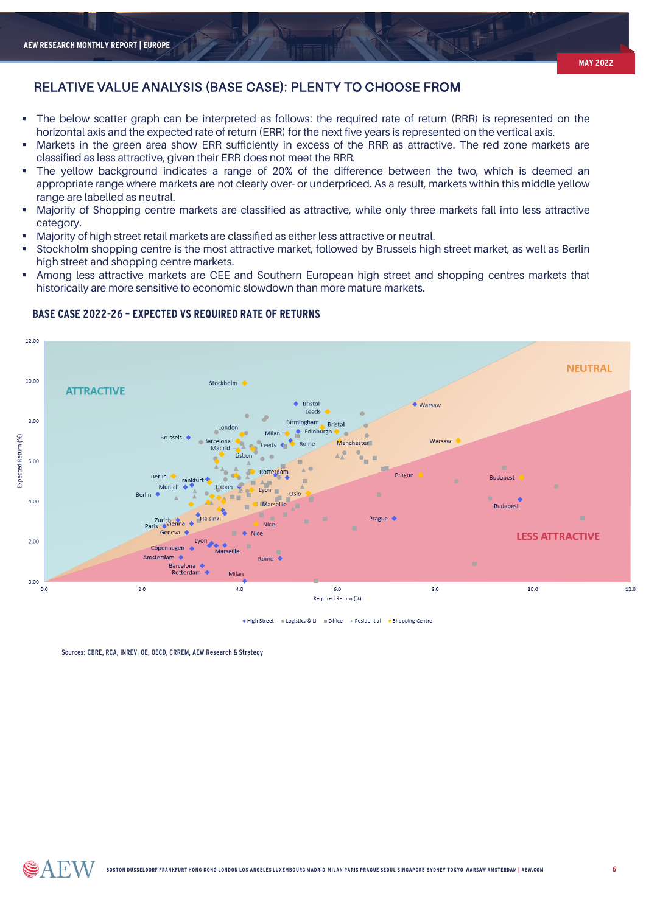## RELATIVE VALUE ANALYSIS (BASE CASE): PLENTY TO CHOOSE FROM

- The below scatter graph can be interpreted as follows: the required rate of return (RRR) is represented on the horizontal axis and the expected rate of return (ERR) for the next five years is represented on the vertical axis.
- Markets in the green area show ERR sufficiently in excess of the RRR as attractive. The red zone markets are classified as less attractive, given their ERR does not meet the RRR.
- The yellow background indicates a range of 20% of the difference between the two, which is deemed an appropriate range where markets are not clearly over- or underpriced. As a result, markets within this middle yellow range are labelled as neutral.
- Majority of Shopping centre markets are classified as attractive, while only three markets fall into less attractive category.
- Majority of high street retail markets are classified as either less attractive or neutral.
- Stockholm shopping centre is the most attractive market, followed by Brussels high street market, as well as Berlin high street and shopping centre markets.
- Among less attractive markets are CEE and Southern European high street and shopping centres markets that historically are more sensitive to economic slowdown than more mature markets.

### BASE CASE 2022-26 – EXPECTED VS REQUIRED RATE OF RETURNS

Sources: CBRE, RCA, INREV, OE, OECD, CRREM, AEW Research & Strategy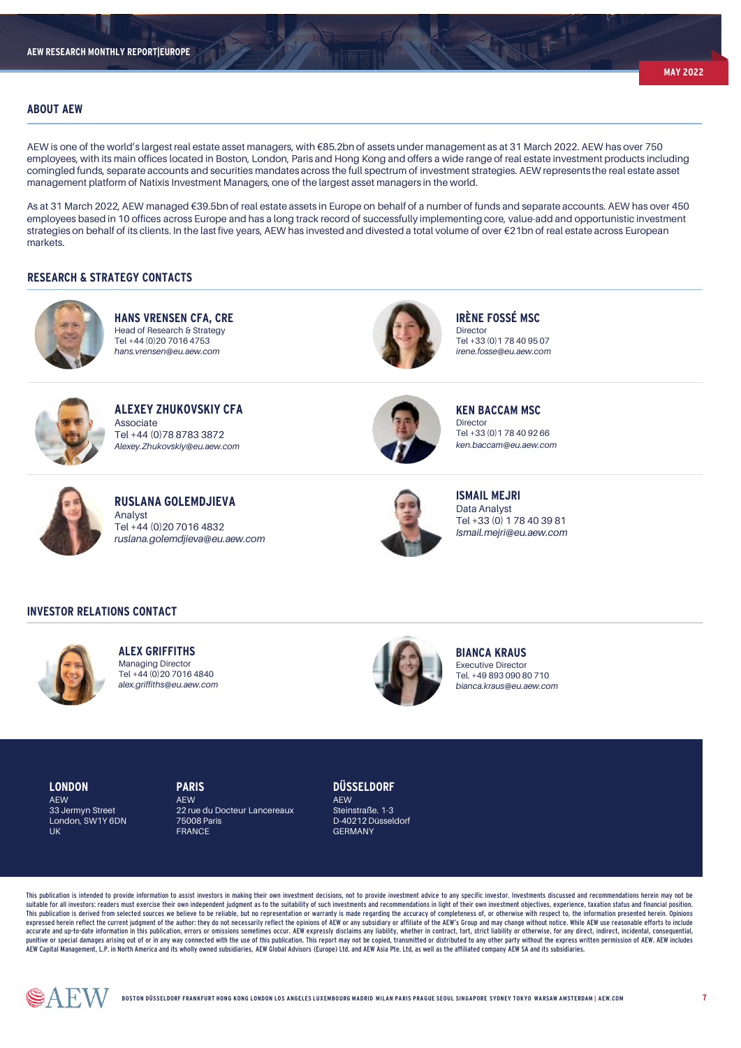## ABOUT AEW

AEW is one of the world's largest real estate asset managers, with €85.2bn of assets under management as at 31 March 2022. AEW has over 750 employees, with its main offices located in Boston, London, Paris and Hong Kong and offers a wide range of real estate investment products including comingled funds, separate accounts and securities mandates across the full spectrum of investment strategies. AEW represents the real estate asset management platform of Natixis Investment Managers, one of the largest asset managers in the world.

As at 31 March 2022, AEW managed €39.5bn of real estate assets in Europe on behalf of a number of funds and separate accounts. AEW has over 450 employees based in 10 offices across Europe and has a long track record of successfully implementing core, value-add and opportunistic investment strategies on behalf of its clients. In the last five years, AEW has invested and divested a total volume of over €21bn of real estate across European markets.

## RESEARCH & STRATEGY CONTACTS

**HANS VRENSEN CFA, CRE**
Head of Research & Strategy
Tel +44 (0)20 7016 4753
*hans.vrensen@eu.aew.com*

**IRÈNE FOSSÉ MSC**
Director
Tel +33 (0)1 78 40 95 07
*irene.fosse@eu.aew.com*

**ALEXEY ZHUKOVSKIY CFA**
Associate
Tel +44 (0)78 8783 3872
*Alexey.Zhukovskiy@eu.aew.com*

**KEN BACCAM MSC**
Director
Tel +33 (0)1 78 40 92 66
*ken.baccam@eu.aew.com*

**RUSLANA GOLEMDJIEVA**
Analyst
Tel +44 (0)20 7016 4832
*ruslana.golemdjieva@eu.aew.com*

**ISMAIL MEJRI**
Data Analyst
Tel +33 (0) 1 78 40 39 81
*Ismail.mejri@eu.aew.com*

## INVESTOR RELATIONS CONTACT

**ALEX GRIFFITHS**
Managing Director
Tel +44 (0)20 7016 4840
*alex.griffiths@eu.aew.com*

**BIANCA KRAUS**
Executive Director
Tel. +49 893 090 80 710
*bianca.kraus@eu.aew.com*

**LONDON**
AEW
33 Jermyn Street
London, SW1Y 6DN
UK

**PARIS**
AEW
22 rue du Docteur Lancereaux
75008 Paris
FRANCE

**DÜSSELDORF**
AEW
Steinstraße. 1-3
D-40212 Düsseldorf
GERMANY

This publication is intended to provide information to assist investors in making their own investment decisions, not to provide investment advice to any specific investor. Investments discussed and recommendations herein may not be suitable for all investors: readers must exercise their own independent judgment as to the suitability of such investments and recommendations in light of their own investment objectives, experience, taxation status and financial position. This publication is derived from selected sources we believe to be reliable, but no representation or warranty is made regarding the accuracy of completeness of, or otherwise with respect to, the information presented herein. Opinions expressed herein reflect the current judgment of the author: they do not necessarily reflect the opinions of AEW or any subsidiary or affiliate of the AEW's Group and may change without notice. While AEW use reasonable efforts to include accurate and up-to-date information in this publication, errors or omissions sometimes occur. AEW expressly disclaims any liability, whether in contract, tort, strict liability or otherwise, for any direct, indirect, incidental, consequential, punitive or special damages arising out of or in any way connected with the use of this publication. This report may not be copied, transmitted or distributed to any other party without the express written permission of AEW. AEW includes AEW Capital Management, L.P. in North America and its wholly owned subsidiaries, AEW Global Advisors (Europe) Ltd. and AEW Asia Pte. Ltd, as well as the affiliated company AEW SA and its subsidiaries.

BOSTON DÜSSELDORF FRANKFURT HONG KONG LONDON LOS ANGELES LUXEMBOURG MADRID MILAN PARIS PRAGUE SEOUL SINGAPORE SYDNEY TOKYO WARSAW AMSTERDAM | AEW.COM